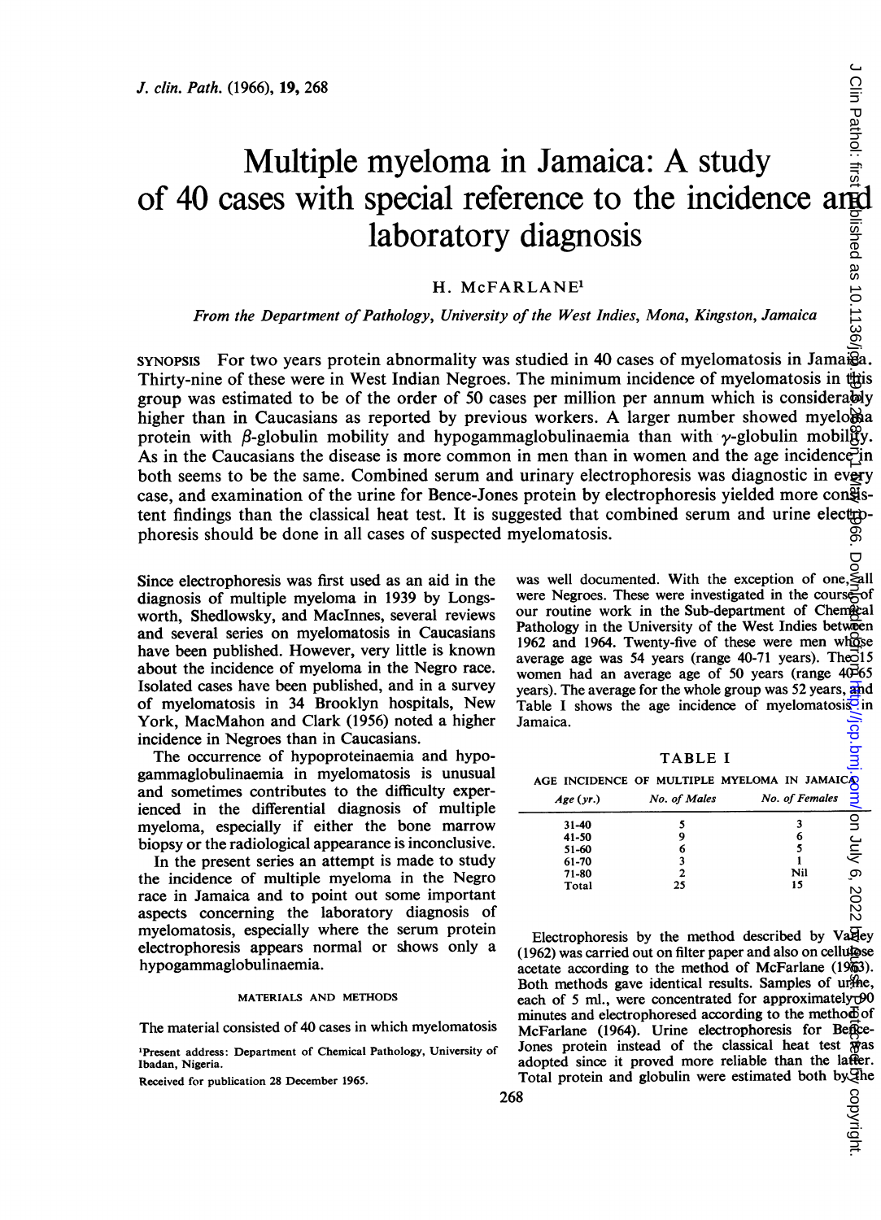# Multiple myeloma in Jamaica: A study of 40 cases with special reference to the incidence and laboratory diagnosis

H. McFARLANE[1]

*From the Department of Pathology, University of the West Indies, Mona, Kingston, Jamaica*

SYNOPSIS For two years protein abnormality was studied in 40 cases of myelomatosis in Jamaica. Thirty-nine of these were in West Indian Negroes. The minimum incidence of myelomatosis in this group was estimated to be of the order of 50 cases per million per annum which is considerably higher than in Caucasians as reported by previous workers. A larger number showed myeloma protein with $\beta$-globulin mobility and hypogammaglobulinaemia than with $\gamma$-globulin mobility. As in the Caucasians the disease is more common in men than in women and the age incidence in both seems to be the same. Combined serum and urinary electrophoresis was diagnostic in every case, and examination of the urine for Bence-Jones protein by electrophoresis yielded more consistent findings than the classical heat test. It is suggested that combined serum and urine electrophoresis should be done in all cases of suspected myelomatosis.

Since electrophoresis was first used as an aid in the diagnosis of multiple myeloma in 1939 by Longsworth, Shedlowsky, and MacInnes, several reviews and several series on myelomatosis in Caucasians have been published. However, very little is known about the incidence of myeloma in the Negro race. Isolated cases have been published, and in a survey of myelomatosis in 34 Brooklyn hospitals, New York, MacMahon and Clark (1956) noted a higher incidence in Negroes than in Caucasians.

The occurrence of hypoproteinaemia and hypogammaglobulinaemia in myelomatosis is unusual and sometimes contributes to the difficulty experienced in the differential diagnosis of multiple myeloma, especially if either the bone marrow biopsy or the radiological appearance is inconclusive.

In the present series an attempt is made to study the incidence of multiple myeloma in the Negro race in Jamaica and to point out some important aspects concerning the laboratory diagnosis of myelomatosis, especially where the serum protein electrophoresis appears normal or shows only a hypogammaglobulinaemia.

## MATERIALS AND METHODS

The material consisted of 40 cases in which myelomatosis was well documented. With the exception of one, all were Negroes. These were investigated in the course of our routine work in the Sub-department of Chemical Pathology in the University of the West Indies between 1962 and 1964. Twenty-five of these were men whose average age was 54 years (range 40-71 years). The 15 women had an average age of 50 years (range 40-65 years). The average for the whole group was 52 years, and Table I shows the age incidence of myelomatosis in Jamaica.

TABLE I

AGE INCIDENCE OF MULTIPLE MYELOMA IN JAMAICA

| Age (yr.) | No. of Males | No. of Females |
|---|---|---|
| 31-40 | 5 | 3 |
| 41-50 | 9 | 6 |
| 51-60 | 6 | 5 |
| 61-70 | 3 | 1 |
| 71-80 | 2 | Nil |
| Total | 25 | 15 |

Electrophoresis by the method described by Varley (1962) was carried out on filter paper and also on cellulose acetate according to the method of McFarlane (1963). Both methods gave identical results. Samples of urine, each of 5 ml., were concentrated for approximately 90 minutes and electrophoresed according to the method of McFarlane (1964). Urine electrophoresis for Bence-Jones protein instead of the classical heat test was adopted since it proved more reliable than the latter. Total protein and globulin were estimated both by the

[1]Present address: Department of Chemical Pathology, University of Ibadan, Nigeria.

Received for publication 28 December 1965.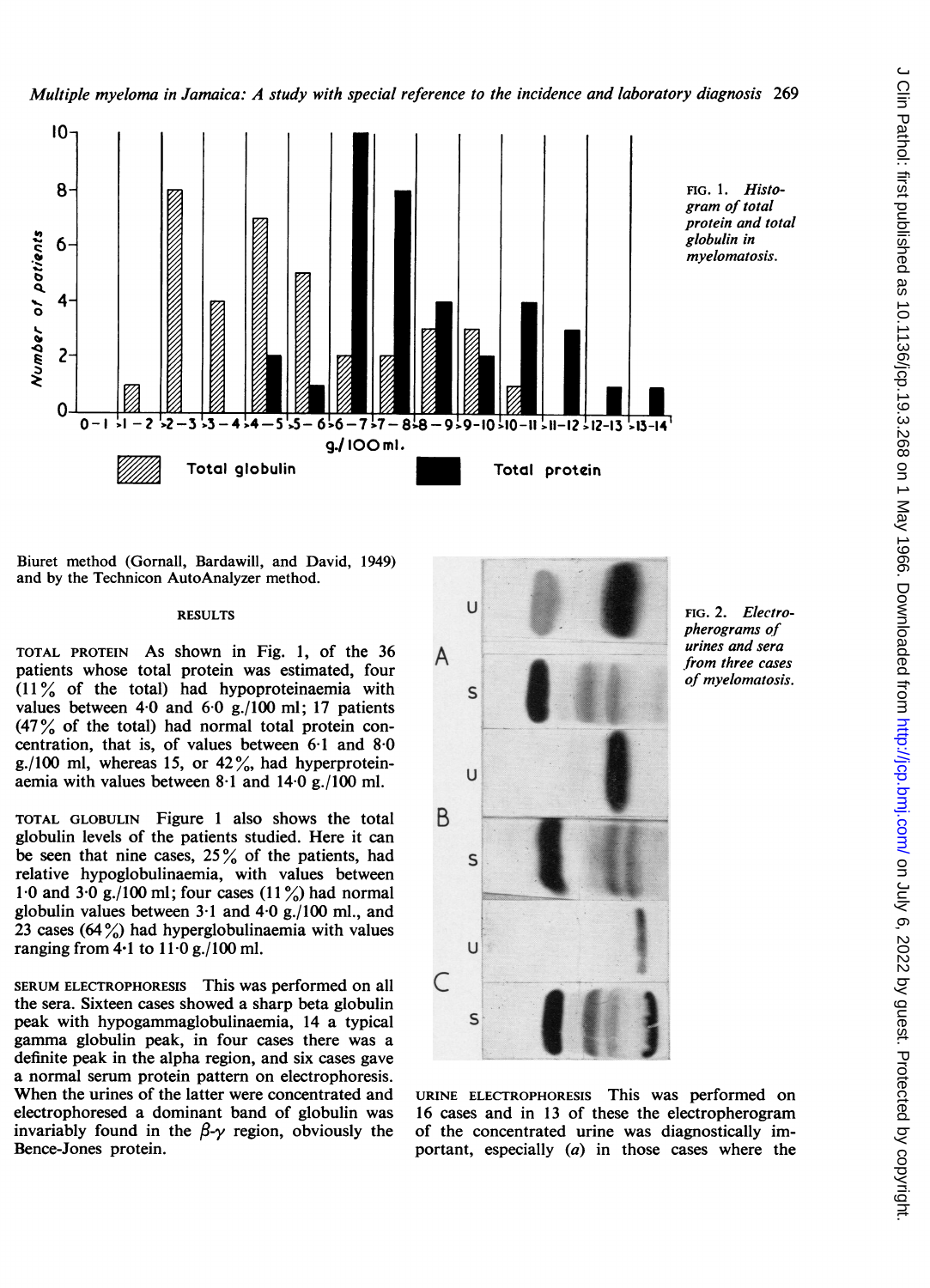FIG. 1. *Histogram of total protein and total globulin in myelomatosis.*

Biuret method (Gornall, Bardawill, and David, 1949) and by the Technicon AutoAnalyzer method.

## RESULTS

TOTAL PROTEIN As shown in Fig. 1, of the 36 patients whose total protein was estimated, four (11% of the total) had hypoproteinaemia with values between 4·0 and 6·0 g./100 ml; 17 patients (47% of the total) had normal total protein concentration, that is, of values between 6·1 and 8·0 g./100 ml, whereas 15, or 42%, had hyperproteinaemia with values between 8·1 and 14·0 g./100 ml.

TOTAL GLOBULIN Figure 1 also shows the total globulin levels of the patients studied. Here it can be seen that nine cases, 25% of the patients, had relative hypoglobulinaemia, with values between 1·0 and 3·0 g./100 ml; four cases (11%) had normal globulin values between 3·1 and 4·0 g./100 ml., and 23 cases (64%) had hyperglobulinaemia with values ranging from 4·1 to 11·0 g./100 ml.

SERUM ELECTROPHORESIS This was performed on all the sera. Sixteen cases showed a sharp beta globulin peak with hypogammaglobulinaemia, 14 a typical gamma globulin peak, in four cases there was a definite peak in the alpha region, and six cases gave a normal serum protein pattern on electrophoresis. When the urines of the latter were concentrated and electrophoresed a dominant band of globulin was invariably found in the $\beta$-$\gamma$ region, obviously the Bence-Jones protein.

FIG. 2. *Electropherograms of urines and sera from three cases of myelomatosis.*

URINE ELECTROPHORESIS This was performed on 16 cases and in 13 of these the electropherogram of the concentrated urine was diagnostically important, especially (*a*) in those cases where the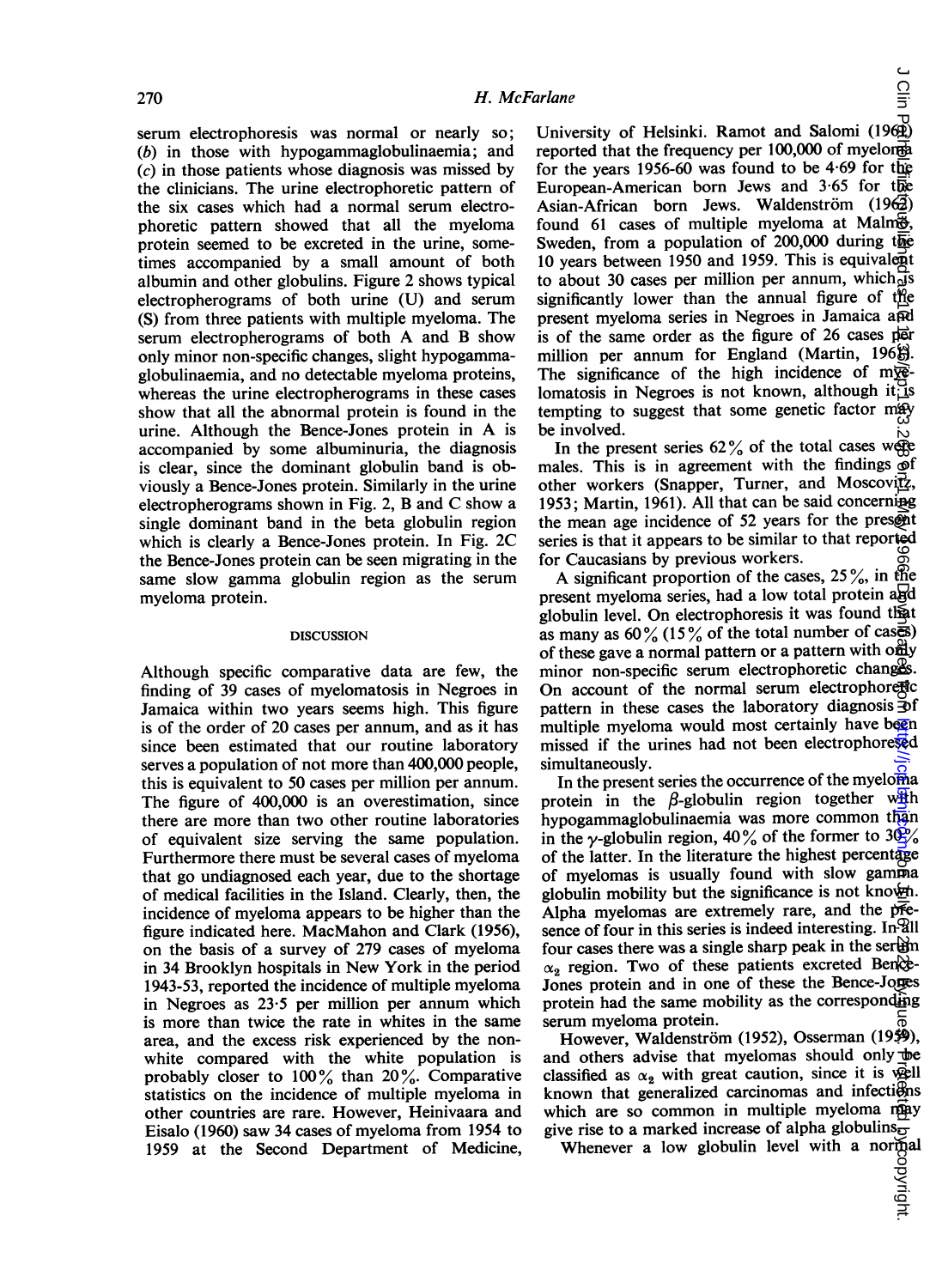serum electrophoresis was normal or nearly so; (*b*) in those with hypogammaglobulinaemia; and (*c*) in those patients whose diagnosis was missed by the clinicians. The urine electrophoretic pattern of the six cases which had a normal serum electrophoretic pattern showed that all the myeloma protein seemed to be excreted in the urine, sometimes accompanied by a small amount of both albumin and other globulins. Figure 2 shows typical electropherograms of both urine (U) and serum (S) from three patients with multiple myeloma. The serum electropherograms of both A and B show only minor non-specific changes, slight hypogammaglobulinaemia, and no detectable myeloma proteins, whereas the urine electropherograms in these cases show that all the abnormal protein is found in the urine. Although the Bence-Jones protein in A is accompanied by some albuminuria, the diagnosis is clear, since the dominant globulin band is obviously a Bence-Jones protein. Similarly in the urine electropherograms shown in Fig. 2, B and C show a single dominant band in the beta globulin region which is clearly a Bence-Jones protein. In Fig. 2C the Bence-Jones protein can be seen migrating in the same slow gamma globulin region as the serum myeloma protein.

## DISCUSSION

Although specific comparative data are few, the finding of 39 cases of myelomatosis in Negroes in Jamaica within two years seems high. This figure is of the order of 20 cases per annum, and as it has since been estimated that our routine laboratory serves a population of not more than 400,000 people, this is equivalent to 50 cases per million per annum. The figure of 400,000 is an overestimation, since there are more than two other routine laboratories of equivalent size serving the same population. Furthermore there must be several cases of myeloma that go undiagnosed each year, due to the shortage of medical facilities in the Island. Clearly, then, the incidence of myeloma appears to be higher than the figure indicated here. MacMahon and Clark (1956), on the basis of a survey of 279 cases of myeloma in 34 Brooklyn hospitals in New York in the period 1943-53, reported the incidence of multiple myeloma in Negroes as 23·5 per million per annum which is more than twice the rate in whites in the same area, and the excess risk experienced by the non-white compared with the white population is probably closer to 100% than 20%. Comparative statistics on the incidence of multiple myeloma in other countries are rare. However, Heinivaara and Eisalo (1960) saw 34 cases of myeloma from 1954 to 1959 at the Second Department of Medicine, University of Helsinki. Ramot and Salomi (1962) reported that the frequency per 100,000 of myeloma for the years 1956-60 was found to be 4·69 for the European-American born Jews and 3·65 for the Asian-African born Jews. Waldenström (1962) found 61 cases of multiple myeloma at Malmö, Sweden, from a population of 200,000 during the 10 years between 1950 and 1959. This is equivalent to about 30 cases per million per annum, which is significantly lower than the annual figure of the present myeloma series in Negroes in Jamaica and is of the same order as the figure of 26 cases per million per annum for England (Martin, 1961). The significance of the high incidence of myelomatosis in Negroes is not known, although it is tempting to suggest that some genetic factor may be involved.

In the present series 62% of the total cases were males. This is in agreement with the findings of other workers (Snapper, Turner, and Moscovitz, 1953; Martin, 1961). All that can be said concerning the mean age incidence of 52 years for the present series is that it appears to be similar to that reported for Caucasians by previous workers.

A significant proportion of the cases, 25%, in the present myeloma series, had a low total protein and globulin level. On electrophoresis it was found that as many as 60% (15% of the total number of cases) of these gave a normal pattern or a pattern with only minor non-specific serum electrophoretic changes. On account of the normal serum electrophoretic pattern in these cases the laboratory diagnosis of multiple myeloma would most certainly have been missed if the urines had not been electrophoresed simultaneously.

In the present series the occurrence of the myeloma protein in the $\beta$-globulin region together with hypogammaglobulinaemia was more common than in the $\gamma$-globulin region, 40% of the former to 30% of the latter. In the literature the highest percentage of myelomas is usually found with slow gamma globulin mobility but the significance is not known. Alpha myelomas are extremely rare, and the presence of four in this series is indeed interesting. In all four cases there was a single sharp peak in the serum $\alpha_2$ region. Two of these patients excreted Bence-Jones protein and in one of these the Bence-Jones protein had the same mobility as the corresponding serum myeloma protein.

However, Waldenström (1952), Osserman (1959), and others advise that myelomas should only be classified as $\alpha_2$ with great caution, since it is well known that generalized carcinomas and infections which are so common in multiple myeloma may give rise to a marked increase of alpha globulins.

Whenever a low globulin level with a normal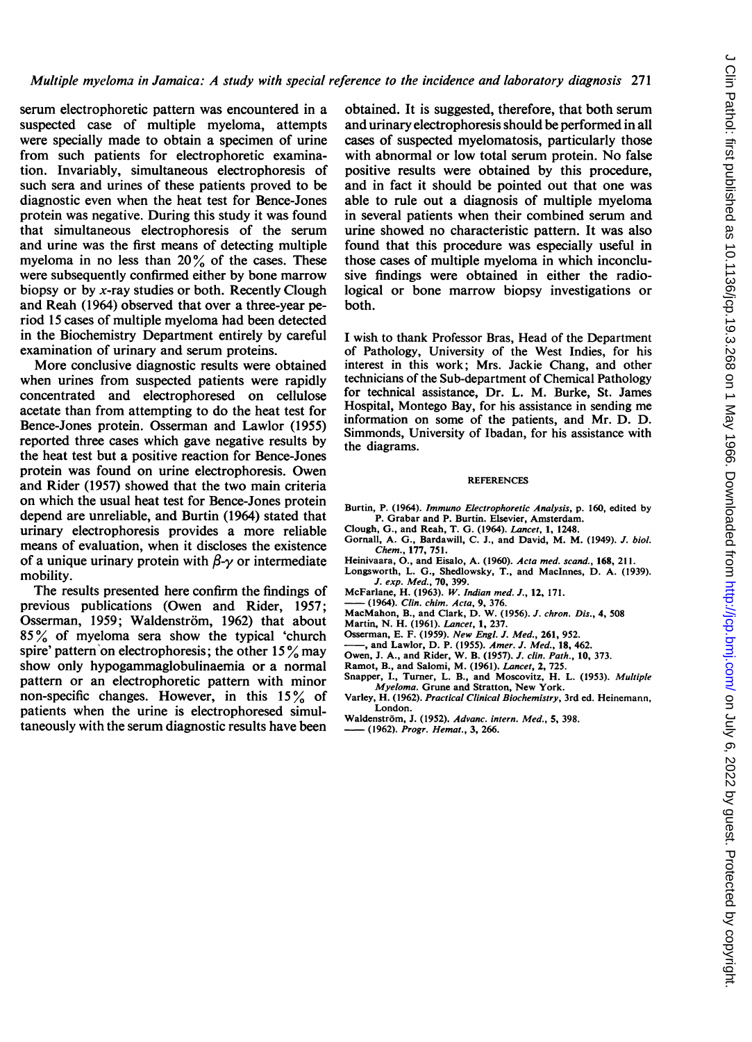serum electrophoretic pattern was encountered in a suspected case of multiple myeloma, attempts were specially made to obtain a specimen of urine from such patients for electrophoretic examination. Invariably, simultaneous electrophoresis of such sera and urines of these patients proved to be diagnostic even when the heat test for Bence-Jones protein was negative. During this study it was found that simultaneous electrophoresis of the serum and urine was the first means of detecting multiple myeloma in no less than 20% of the cases. These were subsequently confirmed either by bone marrow biopsy or by *x*-ray studies or both. Recently Clough and Reah (1964) observed that over a three-year period 15 cases of multiple myeloma had been detected in the Biochemistry Department entirely by careful examination of urinary and serum proteins.

More conclusive diagnostic results were obtained when urines from suspected patients were rapidly concentrated and electrophoresed on cellulose acetate than from attempting to do the heat test for Bence-Jones protein. Osserman and Lawlor (1955) reported three cases which gave negative results by the heat test but a positive reaction for Bence-Jones protein was found on urine electrophoresis. Owen and Rider (1957) showed that the two main criteria on which the usual heat test for Bence-Jones protein depend are unreliable, and Burtin (1964) stated that urinary electrophoresis provides a more reliable means of evaluation, when it discloses the existence of a unique urinary protein with $\beta$-$\gamma$ or intermediate mobility.

The results presented here confirm the findings of previous publications (Owen and Rider, 1957; Osserman, 1959; Waldenström, 1962) that about 85% of myeloma sera show the typical 'church spire' pattern on electrophoresis; the other 15% may show only hypogammaglobulinaemia or a normal pattern or an electrophoretic pattern with minor non-specific changes. However, in this 15% of patients when the urine is electrophoresed simultaneously with the serum diagnostic results have been obtained. It is suggested, therefore, that both serum and urinary electrophoresis should be performed in all cases of suspected myelomatosis, particularly those with abnormal or low total serum protein. No false positive results were obtained by this procedure, and in fact it should be pointed out that one was able to rule out a diagnosis of multiple myeloma in several patients when their combined serum and urine showed no characteristic pattern. It was also found that this procedure was especially useful in those cases of multiple myeloma in which inconclusive findings were obtained in either the radiological or bone marrow biopsy investigations or both.

I wish to thank Professor Bras, Head of the Department of Pathology, University of the West Indies, for his interest in this work; Mrs. Jackie Chang, and other technicians of the Sub-department of Chemical Pathology for technical assistance, Dr. L. M. Burke, St. James Hospital, Montego Bay, for his assistance in sending me information on some of the patients, and Mr. D. D. Simmonds, University of Ibadan, for his assistance with the diagrams.

## REFERENCES

Burtin, P. (1964). *Immuno Electrophoretic Analysis*, p. 160, edited by P. Grabar and P. Burtin. Elsevier, Amsterdam.
Clough, G., and Reah, T. G. (1964). *Lancet*, **1**, 1248.
Gornall, A. G., Bardawill, C. J., and David, M. M. (1949). *J. biol. Chem.*, **177**, 751.
Heinivaara, O., and Eisalo, A. (1960). *Acta med. scand.*, **168**, 211.
Longsworth, L. G., Shedlowsky, T., and MacInnes, D. A. (1939). *J. exp. Med.*, **70**, 399.
McFarlane, H. (1963). *W. Indian med. J.*, **12**, 171.
—— (1964). *Clin. chim. Acta*, **9**, 376.
MacMahon, B., and Clark, D. W. (1956). *J. chron. Dis.*, **4**, 508
Martin, N. H. (1961). *Lancet*, **1**, 237.
Osserman, E. F. (1959). *New Engl. J. Med.*, **261**, 952.
——, and Lawlor, D. P. (1955). *Amer. J. Med.*, **18**, 462.
Owen, J. A., and Rider, W. B. (1957). *J. clin. Path.*, **10**, 373.
Ramot, B., and Salomi, M. (1961). *Lancet*, **2**, 725.
Snapper, I., Turner, L. B., and Moscovitz, H. L. (1953). *Multiple Myeloma*. Grune and Stratton, New York.
Varley, H. (1962). *Practical Clinical Biochemistry*, 3rd ed. Heinemann, London.
Waldenström, J. (1952). *Advanc. intern. Med.*, **5**, 398.
—— (1962). *Progr. Hemat.*, **3**, 266.